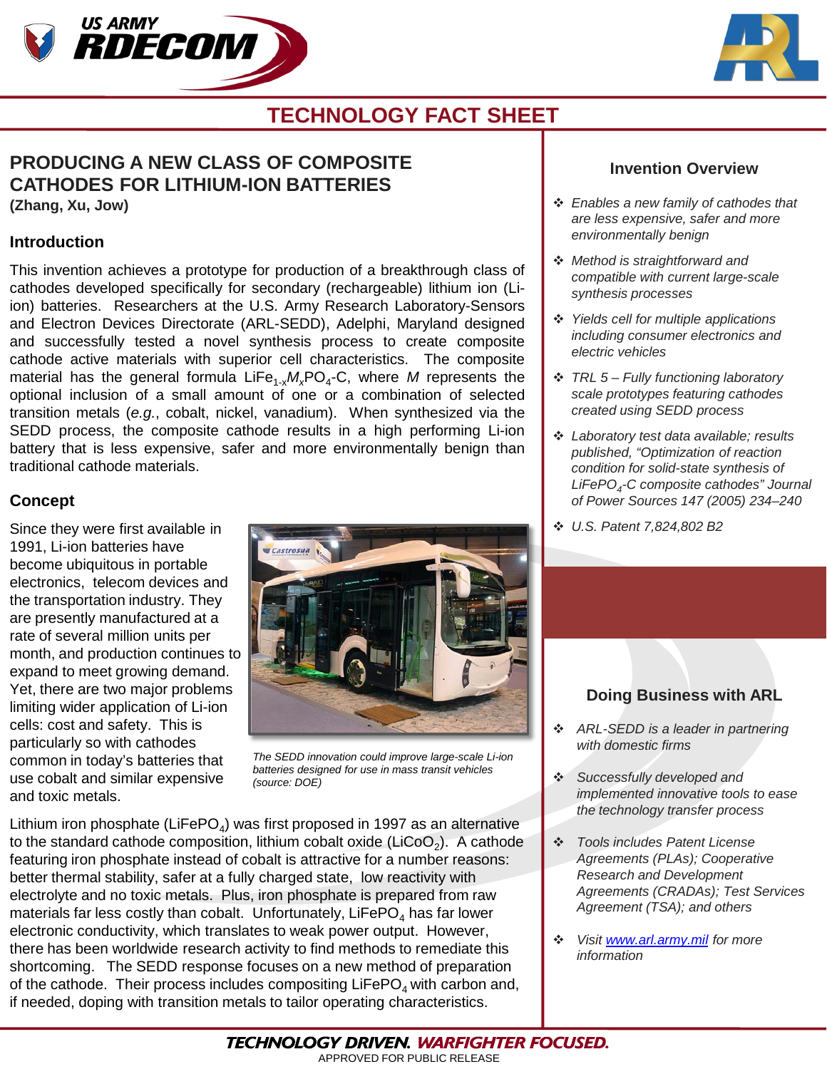# TECHNOLOGY FACT SHEET

## PRODUCING A NEW CLASS OF COMPOSITE CATHODES FOR LITHIUM-ION BATTERIES

**(Zhang, Xu, Jow)**

### Introduction

This invention achieves a prototype for production of a breakthrough class of cathodes developed specifically for secondary (rechargeable) lithium ion (Li-ion) batteries. Researchers at the U.S. Army Research Laboratory-Sensors and Electron Devices Directorate (ARL-SEDD), Adelphi, Maryland designed and successfully tested a novel synthesis process to create composite cathode active materials with superior cell characteristics. The composite material has the general formula $LiFe_{1-x}M_xPO_4$-C, where *M* represents the optional inclusion of a small amount of one or a combination of selected transition metals (*e.g.*, cobalt, nickel, vanadium). When synthesized via the SEDD process, the composite cathode results in a high performing Li-ion battery that is less expensive, safer and more environmentally benign than traditional cathode materials.

### Concept

Since they were first available in 1991, Li-ion batteries have become ubiquitous in portable electronics, telecom devices and the transportation industry. They are presently manufactured at a rate of several million units per month, and production continues to expand to meet growing demand. Yet, there are two major problems limiting wider application of Li-ion cells: cost and safety. This is particularly so with cathodes common in today's batteries that use cobalt and similar expensive and toxic metals.

*The SEDD innovation could improve large-scale Li-ion batteries designed for use in mass transit vehicles (source: DOE)*

Lithium iron phosphate ($LiFePO_4$) was first proposed in 1997 as an alternative to the standard cathode composition, lithium cobalt oxide ($LiCoO_2$). A cathode featuring iron phosphate instead of cobalt is attractive for a number reasons: better thermal stability, safer at a fully charged state, low reactivity with electrolyte and no toxic metals. Plus, iron phosphate is prepared from raw materials far less costly than cobalt. Unfortunately, $LiFePO_4$ has far lower electronic conductivity, which translates to weak power output. However, there has been worldwide research activity to find methods to remediate this shortcoming. The SEDD response focuses on a new method of preparation of the cathode. Their process includes compositing $LiFePO_4$ with carbon and, if needed, doping with transition metals to tailor operating characteristics.

### Invention Overview

- *Enables a new family of cathodes that are less expensive, safer and more environmentally benign*
- *Method is straightforward and compatible with current large-scale synthesis processes*
- *Yields cell for multiple applications including consumer electronics and electric vehicles*
- *TRL 5 – Fully functioning laboratory scale prototypes featuring cathodes created using SEDD process*
- *Laboratory test data available; results published, "Optimization of reaction condition for solid-state synthesis of $LiFePO_4$-C composite cathodes" Journal of Power Sources 147 (2005) 234–240*
- *U.S. Patent 7,824,802 B2*

### Doing Business with ARL

- *ARL-SEDD is a leader in partnering with domestic firms*
- *Successfully developed and implemented innovative tools to ease the technology transfer process*
- *Tools includes Patent License Agreements (PLAs); Cooperative Research and Development Agreements (CRADAs); Test Services Agreement (TSA); and others*
- *Visit www.arl.army.mil for more information*

**TECHNOLOGY DRIVEN. WARFIGHTER FOCUSED.**

APPROVED FOR PUBLIC RELEASE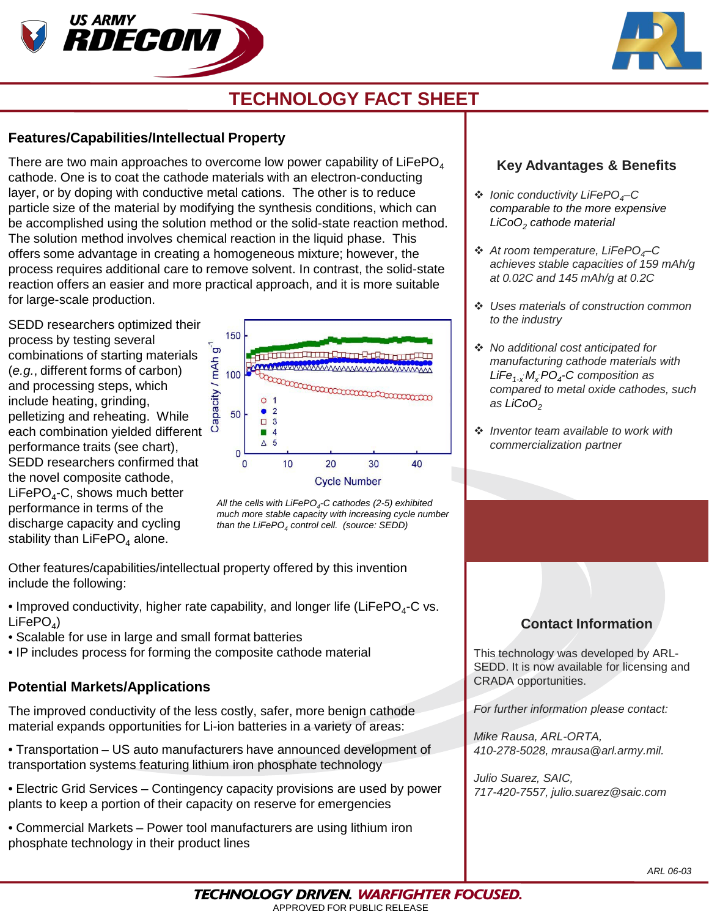# TECHNOLOGY FACT SHEET

## Features/Capabilities/Intellectual Property

There are two main approaches to overcome low power capability of $LiFePO_4$ cathode. One is to coat the cathode materials with an electron-conducting layer, or by doping with conductive metal cations. The other is to reduce particle size of the material by modifying the synthesis conditions, which can be accomplished using the solution method or the solid-state reaction method. The solution method involves chemical reaction in the liquid phase. This offers some advantage in creating a homogeneous mixture; however, the process requires additional care to remove solvent. In contrast, the solid-state reaction offers an easier and more practical approach, and it is more suitable for large-scale production.

SEDD researchers optimized their process by testing several combinations of starting materials (*e.g.*, different forms of carbon) and processing steps, which include heating, grinding, pelletizing and reheating. While each combination yielded different performance traits (see chart), SEDD researchers confirmed that the novel composite cathode, $LiFePO_4$-C, shows much better performance in terms of the discharge capacity and cycling stability than $LiFePO_4$ alone.

Capacity / mAh g$^{-1}$
150
100
50
0
0 10 20 30 40
Cycle Number
1
2
3
4
5

*All the cells with $LiFePO_4$-C cathodes (2-5) exhibited much more stable capacity with increasing cycle number than the $LiFePO_4$ control cell. (source: SEDD)*

Other features/capabilities/intellectual property offered by this invention include the following:

- Improved conductivity, higher rate capability, and longer life ($LiFePO_4$-C vs. $LiFePO_4$)
- Scalable for use in large and small format batteries
- IP includes process for forming the composite cathode material

## Potential Markets/Applications

The improved conductivity of the less costly, safer, more benign cathode material expands opportunities for Li-ion batteries in a variety of areas:

- Transportation – US auto manufacturers have announced development of transportation systems featuring lithium iron phosphate technology
- Electric Grid Services – Contingency capacity provisions are used by power plants to keep a portion of their capacity on reserve for emergencies
- Commercial Markets – Power tool manufacturers are using lithium iron phosphate technology in their product lines

## Key Advantages & Benefits

- *Ionic conductivity $LiFePO_4$–C comparable to the more expensive $LiCoO_2$ cathode material*
- *At room temperature, $LiFePO_4$–C achieves stable capacities of 159 mAh/g at 0.02C and 145 mAh/g at 0.2C*
- *Uses materials of construction common to the industry*
- *No additional cost anticipated for manufacturing cathode materials with $LiFe_{1-x}M_xPO_4$-C composition as compared to metal oxide cathodes, such as $LiCoO_2$*
- *Inventor team available to work with commercialization partner*

## Contact Information

This technology was developed by ARL-SEDD. It is now available for licensing and CRADA opportunities.

*For further information please contact:*

*Mike Rausa, ARL-ORTA, 410-278-5028, mrausa@arl.army.mil.*

*Julio Suarez, SAIC, 717-420-7557, julio.suarez@saic.com*

*ARL 06-03*

**TECHNOLOGY DRIVEN. WARFIGHTER FOCUSED.**

APPROVED FOR PUBLIC RELEASE